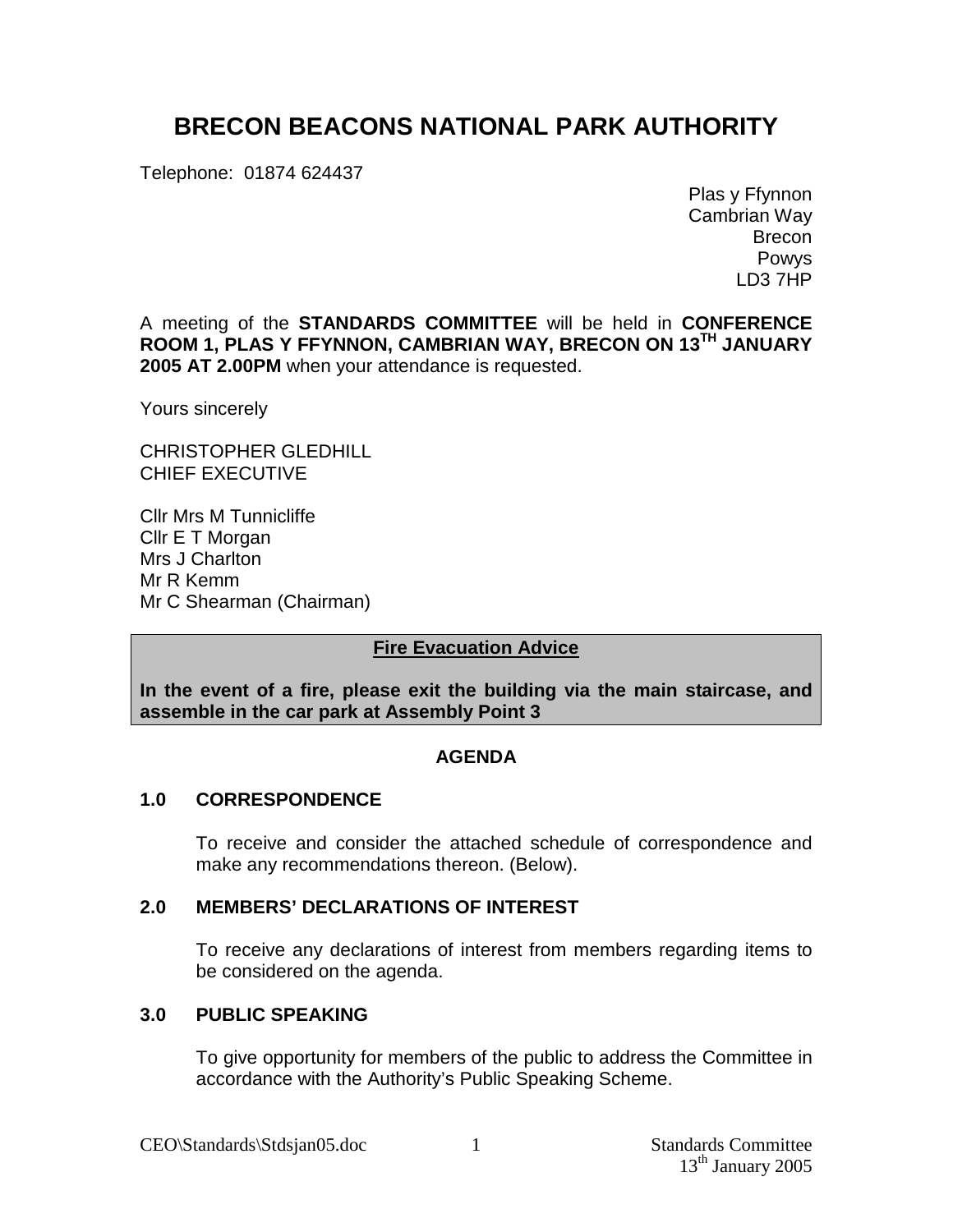# BRECON BEACONS NATIONAL PARK AUTHORITY

Telephone: 01874 624437

Plas y Ffynnon
Cambrian Way
Brecon
Powys
LD3 7HP

A meeting of the **STANDARDS COMMITTEE** will be held in **CONFERENCE ROOM 1, PLAS Y FFYNNON, CAMBRIAN WAY, BRECON ON 13TH JANUARY 2005 AT 2.00PM** when your attendance is requested.

Yours sincerely

CHRISTOPHER GLEDHILL
CHIEF EXECUTIVE

Cllr Mrs M Tunnicliffe
Cllr E T Morgan
Mrs J Charlton
Mr R Kemm
Mr C Shearman (Chairman)

**Fire Evacuation Advice**

**In the event of a fire, please exit the building via the main staircase, and assemble in the car park at Assembly Point 3**

## AGENDA

### 1.0 CORRESPONDENCE

To receive and consider the attached schedule of correspondence and make any recommendations thereon. (Below).

### 2.0 MEMBERS' DECLARATIONS OF INTEREST

To receive any declarations of interest from members regarding items to be considered on the agenda.

### 3.0 PUBLIC SPEAKING

To give opportunity for members of the public to address the Committee in accordance with the Authority's Public Speaking Scheme.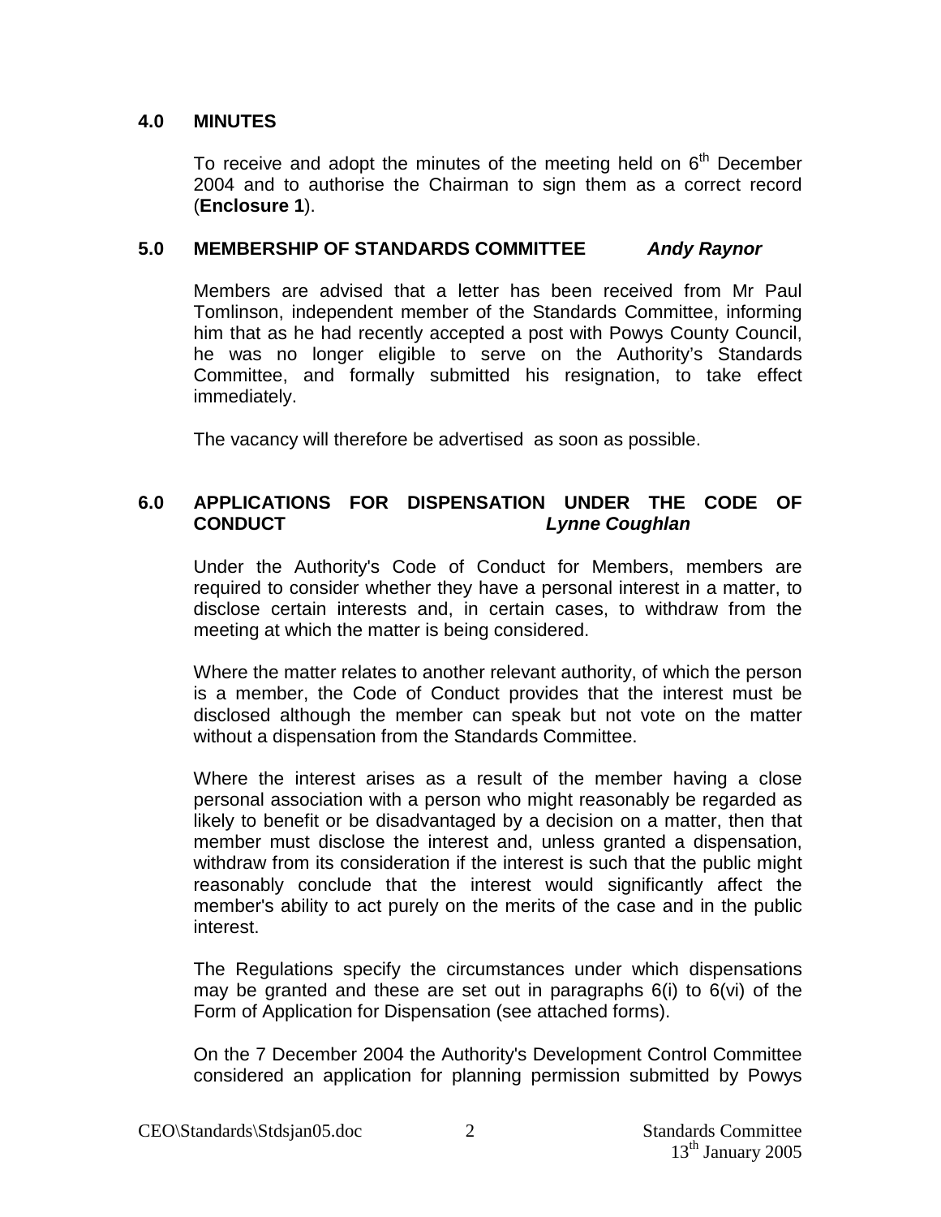## 4.0 MINUTES

To receive and adopt the minutes of the meeting held on 6th December 2004 and to authorise the Chairman to sign them as a correct record (**Enclosure 1**).

## 5.0 MEMBERSHIP OF STANDARDS COMMITTEE *Andy Raynor*

Members are advised that a letter has been received from Mr Paul Tomlinson, independent member of the Standards Committee, informing him that as he had recently accepted a post with Powys County Council, he was no longer eligible to serve on the Authority's Standards Committee, and formally submitted his resignation, to take effect immediately.

The vacancy will therefore be advertised as soon as possible.

## 6.0 APPLICATIONS FOR DISPENSATION UNDER THE CODE OF CONDUCT *Lynne Coughlan*

Under the Authority's Code of Conduct for Members, members are required to consider whether they have a personal interest in a matter, to disclose certain interests and, in certain cases, to withdraw from the meeting at which the matter is being considered.

Where the matter relates to another relevant authority, of which the person is a member, the Code of Conduct provides that the interest must be disclosed although the member can speak but not vote on the matter without a dispensation from the Standards Committee.

Where the interest arises as a result of the member having a close personal association with a person who might reasonably be regarded as likely to benefit or be disadvantaged by a decision on a matter, then that member must disclose the interest and, unless granted a dispensation, withdraw from its consideration if the interest is such that the public might reasonably conclude that the interest would significantly affect the member's ability to act purely on the merits of the case and in the public interest.

The Regulations specify the circumstances under which dispensations may be granted and these are set out in paragraphs 6(i) to 6(vi) of the Form of Application for Dispensation (see attached forms).

On the 7 December 2004 the Authority's Development Control Committee considered an application for planning permission submitted by Powys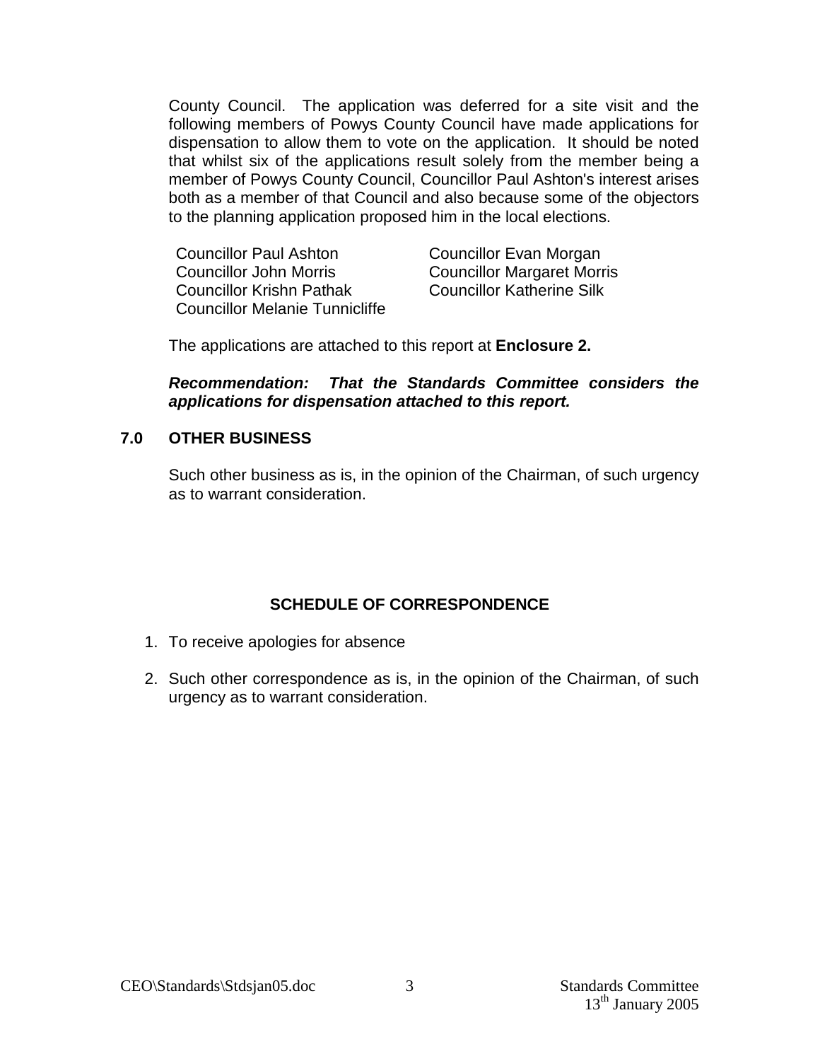County Council. The application was deferred for a site visit and the following members of Powys County Council have made applications for dispensation to allow them to vote on the application. It should be noted that whilst six of the applications result solely from the member being a member of Powys County Council, Councillor Paul Ashton's interest arises both as a member of that Council and also because some of the objectors to the planning application proposed him in the local elections.

Councillor Paul Ashton
Councillor Evan Morgan
Councillor John Morris
Councillor Margaret Morris
Councillor Krishn Pathak
Councillor Katherine Silk
Councillor Melanie Tunnicliffe

The applications are attached to this report at **Enclosure 2.**

***Recommendation: That the Standards Committee considers the applications for dispensation attached to this report.***

## 7.0 OTHER BUSINESS

Such other business as is, in the opinion of the Chairman, of such urgency as to warrant consideration.

## SCHEDULE OF CORRESPONDENCE

1. To receive apologies for absence
2. Such other correspondence as is, in the opinion of the Chairman, of such urgency as to warrant consideration.